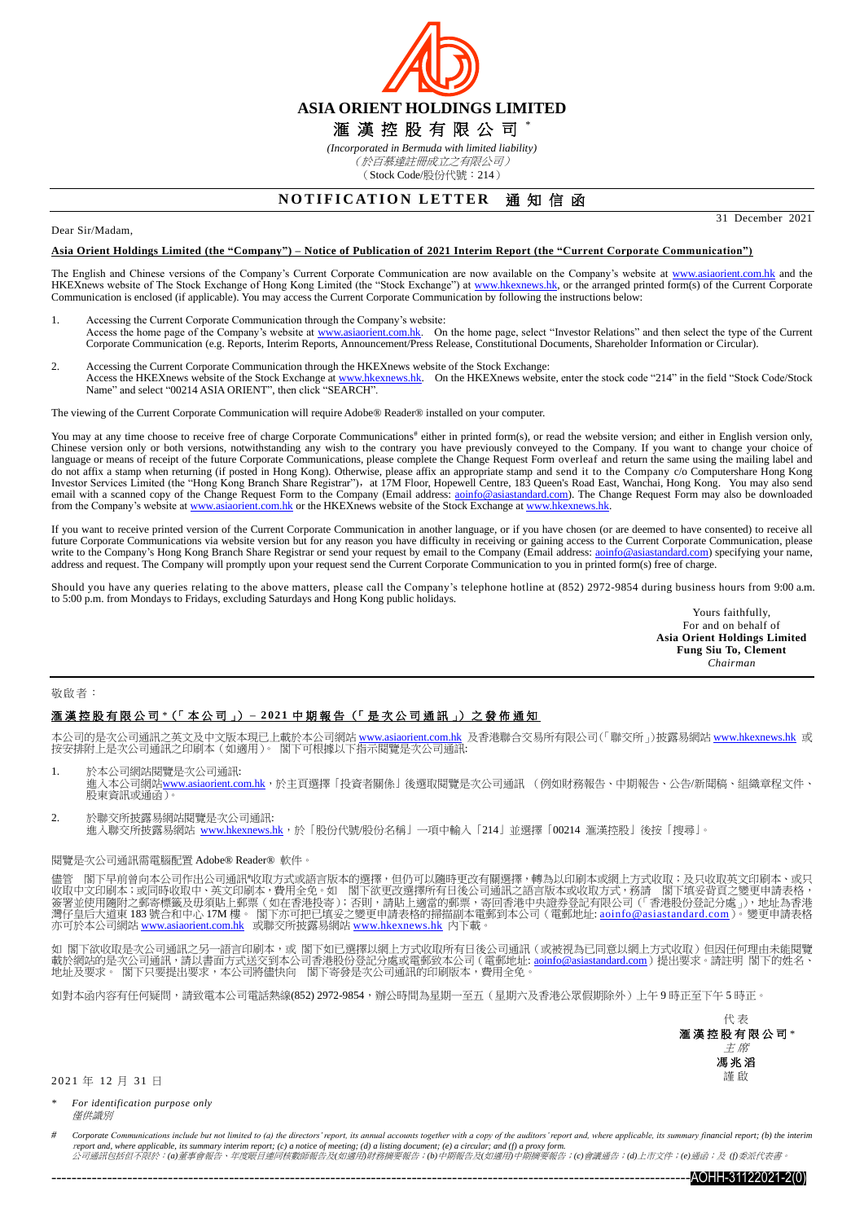# ASIA ORIENT HOLDINGS LIMITED

# 滙 漢 控 股 有 限 公 司 *

*(Incorporated in Bermuda with limited liability)*

*(於百慕達註冊成立之有限公司)*

（Stock Code/股份代號：214）

## NOTIFICATION LETTER 通 知 信 函

31 December 2021

Dear Sir/Madam,

**Asia Orient Holdings Limited (the "Company") – Notice of Publication of 2021 Interim Report (the "Current Corporate Communication")**

The English and Chinese versions of the Company's Current Corporate Communication are now available on the Company's website at www.asiaorient.com.hk and the HKEXnews website of The Stock Exchange of Hong Kong Limited (the "Stock Exchange") at www.hkexnews.hk, or the arranged printed form(s) of the Current Corporate Communication is enclosed (if applicable). You may access the Current Corporate Communication by following the instructions below:

1. Accessing the Current Corporate Communication through the Company's website:
   Access the home page of the Company's website at www.asiaorient.com.hk. On the home page, select "Investor Relations" and then select the type of the Current Corporate Communication (e.g. Reports, Interim Reports, Announcement/Press Release, Constitutional Documents, Shareholder Information or Circular).

2. Accessing the Current Corporate Communication through the HKEXnews website of the Stock Exchange:
   Access the HKEXnews website of the Stock Exchange at www.hkexnews.hk. On the HKEXnews website, enter the stock code "214" in the field "Stock Code/Stock Name" and select "00214 ASIA ORIENT", then click "SEARCH".

The viewing of the Current Corporate Communication will require Adobe® Reader® installed on your computer.

You may at any time choose to receive free of charge Corporate Communications# either in printed form(s), or read the website version; and either in English version only, Chinese version only or both versions, notwithstanding any wish to the contrary you have previously conveyed to the Company. If you want to change your choice of language or means of receipt of the future Corporate Communications, please complete the Change Request Form overleaf and return the same using the mailing label and do not affix a stamp when returning (if posted in Hong Kong). Otherwise, please affix an appropriate stamp and send it to the Company c/o Computershare Hong Kong Investor Services Limited (the "Hong Kong Branch Share Registrar"), at 17M Floor, Hopewell Centre, 183 Queen's Road East, Wanchai, Hong Kong. You may also send email with a scanned copy of the Change Request Form to the Company (Email address: aoinfo@asiastandard.com). The Change Request Form may also be downloaded from the Company's website at www.asiaorient.com.hk or the HKEXnews website of the Stock Exchange at www.hkexnews.hk.

If you want to receive printed version of the Current Corporate Communication in another language, or if you have chosen (or are deemed to have consented) to receive all future Corporate Communications via website version but for any reason you have difficulty in receiving or gaining access to the Current Corporate Communication, please write to the Company's Hong Kong Branch Share Registrar or send your request by email to the Company (Email address: aoinfo@asiastandard.com) specifying your name, address and request. The Company will promptly upon your request send the Current Corporate Communication to you in printed form(s) free of charge.

Should you have any queries relating to the above matters, please call the Company's telephone hotline at (852) 2972-9854 during business hours from 9:00 a.m. to 5:00 p.m. from Mondays to Fridays, excluding Saturdays and Hong Kong public holidays.

Yours faithfully,
For and on behalf of
**Asia Orient Holdings Limited**
**Fung Siu To, Clement**
*Chairman*

---

敬啟者：

**滙漢控股有限公司*（「本公司」）– 2021 中期報告（「是次公司通訊」）之發佈通知**

本公司的是次公司通訊之英文及中文版本現已上載於本公司網站 www.asiaorient.com.hk 及香港聯合交易所有限公司(「聯交所」)披露易網站 www.hkexnews.hk 或按安排附上是次公司通訊之印刷本（如適用）。 閣下可根據以下指示閱覽是次公司通訊:

1. 於本公司網站閱覽是次公司通訊:
   進入本公司網站www.asiaorient.com.hk，於主頁選擇「投資者關係」後選取閱覽是次公司通訊 （例如財務報告、中期報告、公告/新聞稿、組織章程文件、股東資訊或通函）。

2. 於聯交所披露易網站閱覽是次公司通訊:
   進入聯交所披露易網站 www.hkexnews.hk，於「股份代號/股份名稱」一項中輸入「214」並選擇「00214 滙漢控股」後按「搜尋」。

閱覽是次公司通訊需電腦配置 Adobe® Reader® 軟件。

儘管 閣下早前曾向本公司作出公司通訊#收取方式或語言版本的選擇，但仍可以隨時更改有關選擇，轉為以印刷本或網上方式收取；及只收取英文印刷本、或只收取中文印刷本；或同時收取中、英文印刷本，費用全免。如 閣下欲更改選擇所有日後公司通訊之語言版本或收取方式，務請 閣下填妥背頁之變更申請表格，簽署並使用隨附之郵寄標籤及毋須貼上郵票（如在香港投寄）; 否則，請貼上適當的郵票，寄回香港中央證券登記有限公司（「香港股份登記分處」），地址為香港灣仔皇后大道東 183 號合和中心 17M 樓。 閣下亦可把已填妥之變更申請表格的掃描副本電郵到本公司（電郵地址: aoinfo@asiastandard.com）。變更申請表格亦可於本公司網站 www.asiaorient.com.hk 或聯交所披露易網站 www.hkexnews.hk 內下載。

如 閣下欲收取是次公司通訊之另一語言印刷本，或 閣下如已選擇以網上方式收取所有日後公司通訊（或被視為已同意以網上方式收取）但因任何理由未能閱覽載於網站的是次公司通訊，請以書面方式送交到本公司香港股份登記分處或電郵致本公司（電郵地址: aoinfo@asiastandard.com）提出要求。請註明 閣下的姓名、地址及要求。 閣下只要提出要求，本公司將儘快向 閣下寄發是次公司通訊的印刷版本，費用全免。

如對本函內容有任何疑問，請致電本公司電話熱線(852) 2972-9854，辦公時間為星期一至五（星期六及香港公眾假期除外）上午 9 時正至下午 5 時正。

代表
**滙漢控股有限公司***
*主席*
**馮兆滔**
謹啟

2021 年 12 月 31 日

\* *For identification purpose only*
*僅供識別*

\# *Corporate Communications include but not limited to (a) the directors' report, its annual accounts together with a copy of the auditors' report and, where applicable, its summary financial report; (b) the interim report and, where applicable, its summary interim report; (c) a notice of meeting; (d) a listing document; (e) a circular; and (f) a proxy form.*
*公司通訊包括但不限於：(a)董事會報告、年度賬目連同核數師報告及(如適用)財務摘要報告；(b)中期報告及(如適用)中期摘要報告；(c)會議通告；(d)上市文件；(e)通函；及 (f)委派代表書。*

AOHH-31122021-2(0)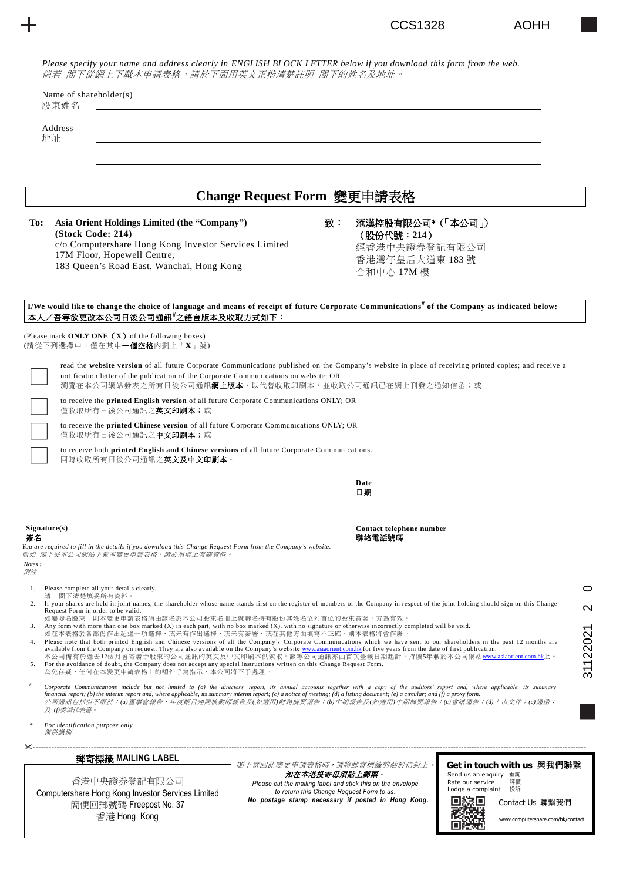CCS1328 AOHH

*Please specify your name and address clearly in ENGLISH BLOCK LETTER below if you download this form from the web.*
*倘若 閣下從網上下載本申請表格，請於下面用英文正楷清楚註明 閣下的姓名及地址。*

Name of shareholder(s)
股東姓名 \_\_\_\_\_\_\_\_\_\_\_\_\_\_\_\_\_\_\_\_\_\_\_\_\_\_\_\_\_\_\_\_

Address
地址 \_\_\_\_\_\_\_\_\_\_\_\_\_\_\_\_\_\_\_\_\_\_\_\_\_\_\_\_\_\_\_\_

\_\_\_\_\_\_\_\_\_\_\_\_\_\_\_\_\_\_\_\_\_\_\_\_\_\_\_\_\_\_\_\_

# Change Request Form 變更申請表格

**To: Asia Orient Holdings Limited (the "Company")**
**(Stock Code: 214)**
c/o Computershare Hong Kong Investor Services Limited
17M Floor, Hopewell Centre,
183 Queen's Road East, Wanchai, Hong Kong

**致： 滙漢控股有限公司\*（「本公司」）**
**（股份代號：214）**
經香港中央證券登記有限公司
香港灣仔皇后大道東 183 號
合和中心 17M 樓

**I/We would like to change the choice of language and means of receipt of future Corporate Communications[#] of the Company as indicated below:**
**本人／吾等欲更改本公司日後公司通訊[#]之語言版本及收取方式如下：**

(Please mark **ONLY ONE**（**X**）of the following boxes)
(請從下列選擇中，僅在其中**一個空格**內劃上「**X**」號)

☐ read the **website version** of all future Corporate Communications published on the Company's website in place of receiving printed copies; and receive a notification letter of the publication of the Corporate Communications on website; OR
瀏覽在本公司網站發表之所有日後公司通訊**網上版本**，以代替收取印刷本，並收取公司通訊已在網上刊發之通知信函；或

☐ to receive the **printed English version** of all future Corporate Communications ONLY; OR
僅收取所有日後公司通訊之**英文印刷本**；或

☐ to receive the **printed Chinese version** of all future Corporate Communications ONLY; OR
僅收取所有日後公司通訊之**中文印刷本**；或

☐ to receive both **printed English and Chinese versions** of all future Corporate Communications.
同時收取所有日後公司通訊之**英文及中文印刷本**。

**Date**
**日期** \_\_\_\_\_\_\_\_\_\_\_\_\_\_\_\_

**Signature(s)**
**簽名** \_\_\_\_\_\_\_\_\_\_\_\_\_\_\_\_

**Contact telephone number**
**聯絡電話號碼** \_\_\_\_\_\_\_\_\_\_\_\_\_\_\_\_

*You are required to fill in the details if you download this Change Request Form from the Company's website.*
*假如 閣下從本公司網站下載本變更申請表格，請必須填上有關資料。*

*Notes :*
*附註*

1. Please complete all your details clearly.
請 閣下清楚填妥所有資料。
2. If your shares are held in joint names, the shareholder whose name stands first on the register of members of the Company in respect of the joint holding should sign on this Change Request Form in order to be valid.
如屬聯名股東，則本變更申請表格須由該名於本公司股東名冊上就聯名持有股份其姓名位列首位的股東簽署，方為有效。
3. Any form with more than one box marked (X) in each part, with no signature or otherwise incorrectly completed will be void.
如在本表格於各部份作出超過一項選擇，或未有作出選擇，或未有簽署、或在其他方面填寫不正確，則本表格將會作廢。
4. Please note that both printed English and Chinese versions of all the Company's Corporate Communications which we have sent to our shareholders in the past 12 months are available from the Company on request. They are also available on the Company's website www.asiaorient.com.hk for five years from the date of first publication.
本公司備有於過去12個月曾寄發予股東的公司通訊的英文及中文印刷本供索取。該等公司通訊亦由首次登載日期起計，持續5年載於本公司網站www.asiaorient.com.hk上。
5. For the avoidance of doubt, the Company does not accept any special instructions written on this Change Request Form.
為免存疑，任何在本變更申請表格上的額外手寫指示，本公司將不予處理。

[#] *Corporate Communications include but not limited to (a) the directors' report, its annual accounts together with a copy of the auditors' report and, where applicable, its summary financial report; (b) the interim report and, where applicable, its summary interim report; (c) a notice of meeting; (d) a listing document; (e) a circular; and (f) a proxy form.*
*公司通訊包括但不限於：(a)董事會報告、年度賬目連同核數師報告及(如適用)財務摘要報告；(b)中期報告及(如適用)中期摘要報告；(c)會議通告；(d)上市文件；(e)通函；及 (f)委派代表書。*

\* *For identification purpose only*
*僅供識別*

31122021 2 0

---

**郵寄標籤 MAILING LABEL**

香港中央證券登記有限公司
Computershare Hong Kong Investor Services Limited
簡便回郵號碼 Freepost No. 37
香港 Hong Kong

*閣下寄回此變更申請表格時，請將郵寄標籤剪貼於信封上。*
***如在本港投寄毋須貼上郵票。***
*Please cut the mailing label and stick this on the envelope to return this Change Request Form to us.*
***No postage stamp necessary if posted in Hong Kong.***

**Get in touch with us 與我們聯繫**
Send us an enquiry 查詢
Rate our service 評價
Lodge a complaint 投訴
Contact Us 聯繫我們
www.computershare.com/hk/contact